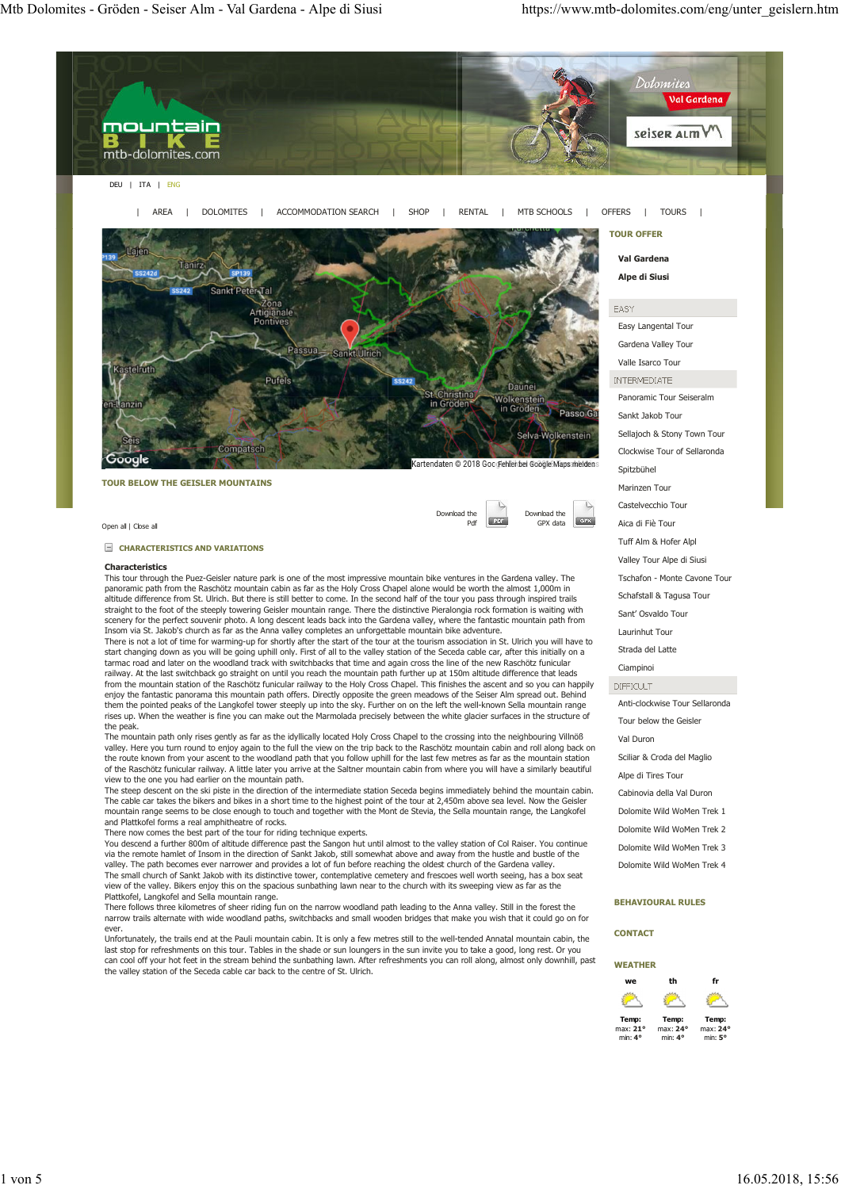DEU | ITA | ENG

| AREA | DOLOMITES | ACCOMMODATION SEARCH | SHOP | RENTAL | MTB SCHOOLS | OFFERS | TOURS |

Kartendaten © 2018 Google Fehler bei Google Maps melden

## TOUR BELOW THE GEISLER MOUNTAINS

Download the Pdf | Download the GPX data

Open all | Close all

### CHARACTERISTICS AND VARIATIONS

**Characteristics**

This tour through the Puez-Geisler nature park is one of the most impressive mountain bike ventures in the Gardena valley. The panoramic path from the Raschötz mountain cabin as far as the Holy Cross Chapel alone would be worth the almost 1,000m in altitude difference from St. Ulrich. But there is still better to come. In the second half of the tour you pass through inspired trails straight to the foot of the steeply towering Geisler mountain range. There the distinctive Pieralongia rock formation is waiting with scenery for the perfect souvenir photo. A long descent leads back into the Gardena valley, where the fantastic mountain path from Insom via St. Jakob's church as far as the Anna valley completes an unforgettable mountain bike adventure.

There is not a lot of time for warming-up for shortly after the start of the tour at the tourism association in St. Ulrich you will have to start changing down as you will be going uphill only. First of all to the valley station of the Seceda cable car, after this initially on a tarmac road and later on the woodland track with switchbacks that time and again cross the line of the new Raschötz funicular railway. At the last switchback go straight on until you reach the mountain path further up at 150m altitude difference that leads from the mountain station of the Raschötz funicular railway to the Holy Cross Chapel. This finishes the ascent and so you can happily enjoy the fantastic panorama this mountain path offers. Directly opposite the green meadows of the Seiser Alm spread out. Behind them the pointed peaks of the Langkofel tower steeply up into the sky. Further on on the left the well-known Sella mountain range rises up. When the weather is fine you can make out the Marmolada precisely between the white glacier surfaces in the structure of the peak.

The mountain path only rises gently as far as the idyllically located Holy Cross Chapel to the crossing into the neighbouring Villnöß valley. Here you turn round to enjoy again to the full the view on the trip back to the Raschötz mountain cabin and roll along back on the route known from your ascent to the woodland path that you follow uphill for the last few metres as far as the mountain station of the Raschötz funicular railway. A little later you arrive at the Saltner mountain cabin from where you will have a similarly beautiful view to the one you had earlier on the mountain path.

The steep descent on the ski piste in the direction of the intermediate station Seceda begins immediately behind the mountain cabin. The cable car takes the bikers and bikes in a short time to the highest point of the tour at 2,450m above sea level. Now the Geisler mountain range seems to be close enough to touch and together with the Mont de Stevia, the Sella mountain range, the Langkofel and Plattkofel forms a real amphitheatre of rocks.

There now comes the best part of the tour for riding technique experts.

You descend a further 800m of altitude difference past the Sangon hut until almost to the valley station of Col Raiser. You continue via the remote hamlet of Insom in the direction of Sankt Jakob, still somewhat above and away from the hustle and bustle of the valley. The path becomes ever narrower and provides a lot of fun before reaching the oldest church of the Gardena valley.

The small church of Sankt Jakob with its distinctive tower, contemplative cemetery and frescoes well worth seeing, has a box seat view of the valley. Bikers enjoy this on the spacious sunbathing lawn near to the church with its sweeping view as far as the Plattkofel, Langkofel and Sella mountain range.

There follows three kilometres of sheer riding fun on the narrow woodland path leading to the Anna valley. Still in the forest the narrow trails alternate with wide woodland paths, switchbacks and small wooden bridges that make you wish that it could go on for ever.

Unfortunately, the trails end at the Pauli mountain cabin. It is only a few metres still to the well-tended Annatal mountain cabin, the last stop for refreshments on this tour. Tables in the shade or sun loungers in the sun invite you to take a good, long rest. Or you can cool off your hot feet in the stream behind the sunbathing lawn. After refreshments you can roll along, almost only downhill, past the valley station of the Seceda cable car back to the centre of St. Ulrich.

## TOUR OFFER

**Val Gardena**

**Alpe di Siusi**

**EASY**

- Easy Langental Tour
- Gardena Valley Tour
- Valle Isarco Tour

**INTERMEDIATE**

- Panoramic Tour Seiseralm
- Sankt Jakob Tour
- Sellajoch & Stony Town Tour
- Clockwise Tour of Sellaronda
- Spitzbühel
- Marinzen Tour
- Castelvecchio Tour
- Aica di Fiè Tour
- Tuff Alm & Hofer Alpl
- Valley Tour Alpe di Siusi
- Tschafon - Monte Cavone Tour
- Schafstall & Tagusa Tour
- Sant' Osvaldo Tour
- Laurinhut Tour
- Strada del Latte
- Ciampinoi

**DIFFICULT**

- Anti-clockwise Tour Sellaronda
- Tour below the Geisler
- Val Duron
- Sciliar & Croda del Maglio
- Alpe di Tires Tour
- Cabinovia della Val Duron
- Dolomite Wild WoMen Trek 1
- Dolomite Wild WoMen Trek 2
- Dolomite Wild WoMen Trek 3
- Dolomite Wild WoMen Trek 4

**BEHAVIOURAL RULES**

**CONTACT**

**WEATHER**

| we | th | fr |
|---|---|---|
| Temp: max: 21° min: 4° | Temp: max: 24° min: 4° | Temp: max: 24° min: 5° |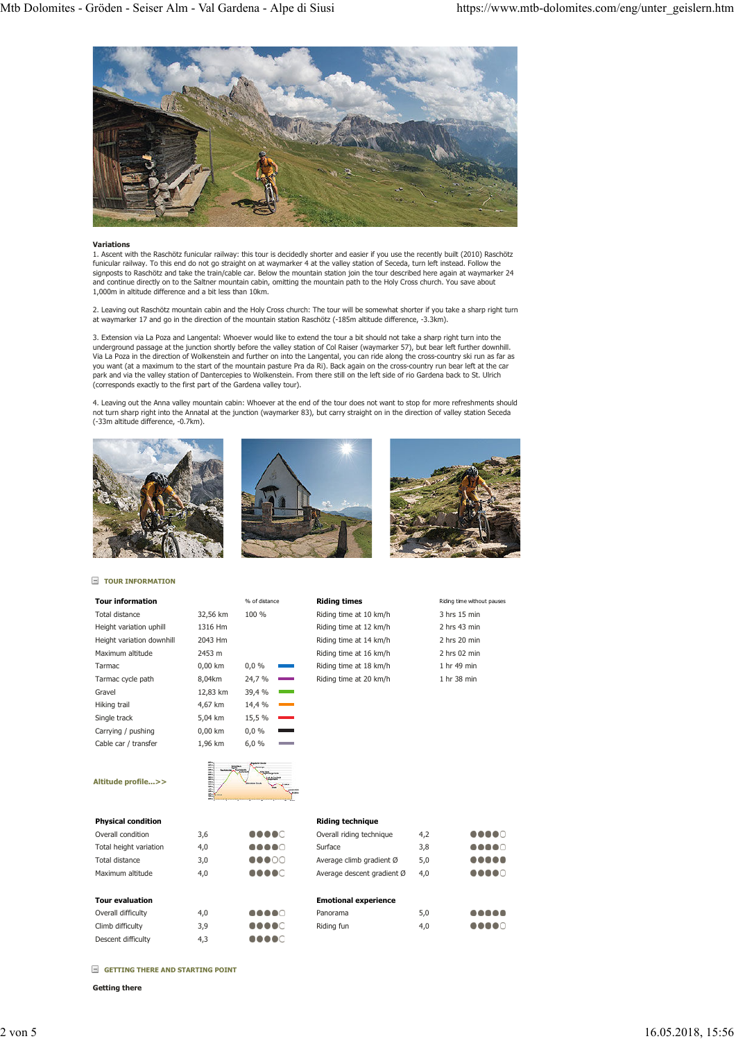**Variations**

1. Ascent with the Raschötz funicular railway: this tour is decidedly shorter and easier if you use the recently built (2010) Raschötz funicular railway. To this end do not go straight on at waymarker 4 at the valley station of Seceda, turn left instead. Follow the signposts to Raschötz and take the train/cable car. Below the mountain station join the tour described here again at waymarker 24 and continue directly on to the Saltner mountain cabin, omitting the mountain path to the Holy Cross church. You save about 1,000m in altitude difference and a bit less than 10km.

2. Leaving out Raschötz mountain cabin and the Holy Cross church: The tour will be somewhat shorter if you take a sharp right turn at waymarker 17 and go in the direction of the mountain station Raschötz (-185m altitude difference, -3.3km).

3. Extension via La Poza and Langental: Whoever would like to extend the tour a bit should not take a sharp right turn into the underground passage at the junction shortly before the valley station of Col Raiser (waymarker 57), but bear left further downhill. Via La Poza in the direction of Wolkenstein and further on into the Langental, you can ride along the cross-country ski run as far as you want (at a maximum to the start of the mountain pasture Pra da Ri). Back again on the cross-country run bear left at the car park and via the valley station of Dantercepies to Wolkenstein. From there still on the left side of rio Gardena back to St. Ulrich (corresponds exactly to the first part of the Gardena valley tour).

4. Leaving out the Anna valley mountain cabin: Whoever at the end of the tour does not want to stop for more refreshments should not turn sharp right into the Annatal at the junction (waymarker 83), but carry straight on in the direction of valley station Seceda (-33m altitude difference, -0.7km).

## TOUR INFORMATION

| Tour information | | % of distance |
|---|---|---|
| Total distance | 32,56 km | 100 % |
| Height variation uphill | 1316 Hm | |
| Height variation downhill | 2043 Hm | |
| Maximum altitude | 2453 m | |
| Tarmac | 0,00 km | 0,0 % |
| Tarmac cycle path | 8,04km | 24,7 % |
| Gravel | 12,83 km | 39,4 % |
| Hiking trail | 4,67 km | 14,4 % |
| Single track | 5,04 km | 15,5 % |
| Carrying / pushing | 0,00 km | 0,0 % |
| Cable car / transfer | 1,96 km | 6,0 % |

| Riding times | Riding time without pauses |
|---|---|
| Riding time at 10 km/h | 3 hrs 15 min |
| Riding time at 12 km/h | 2 hrs 43 min |
| Riding time at 14 km/h | 2 hrs 20 min |
| Riding time at 16 km/h | 2 hrs 02 min |
| Riding time at 18 km/h | 1 hr 49 min |
| Riding time at 20 km/h | 1 hr 38 min |

Altitude profile...>>

| Physical condition | |
|---|---|
| Overall condition | 3,6 |
| Total height variation | 4,0 |
| Total distance | 3,0 |
| Maximum altitude | 4,0 |

| Riding technique | |
|---|---|
| Overall riding technique | 4,2 |
| Surface | 3,8 |
| Average climb gradient Ø | 5,0 |
| Average descent gradient Ø | 4,0 |

| Tour evaluation | |
|---|---|
| Overall difficulty | 4,0 |
| Climb difficulty | 3,9 |
| Descent difficulty | 4,3 |

| Emotional experience | |
|---|---|
| Panorama | 5,0 |
| Riding fun | 4,0 |

## GETTING THERE AND STARTING POINT

**Getting there**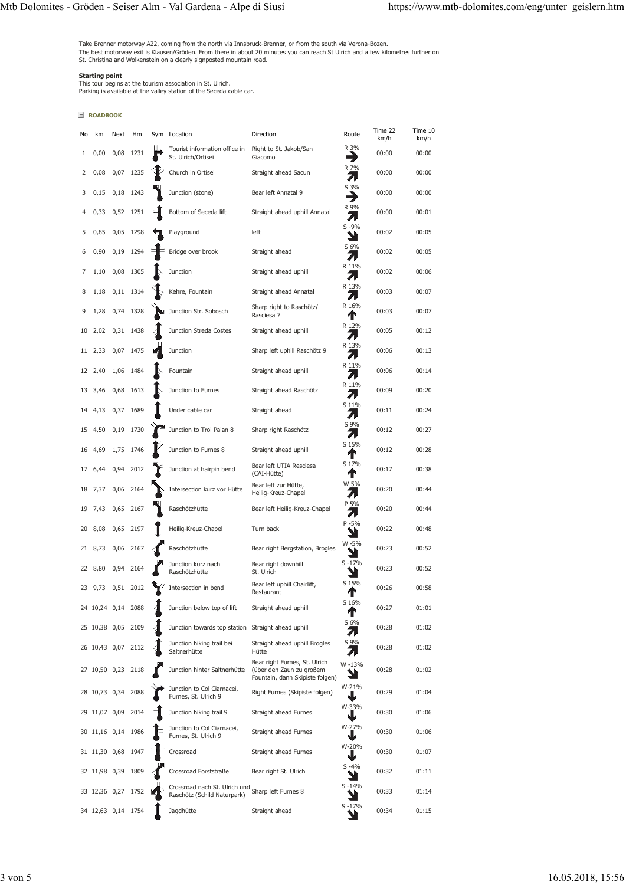Take Brenner motorway A22, coming from the north via Innsbruck-Brenner, or from the south via Verona-Bozen.
The best motorway exit is Klausen/Gröden. From there in about 20 minutes you can reach St Ulrich and a few kilometres further on St. Christina and Wolkenstein on a clearly signposted mountain road.

**Starting point**
This tour begins at the tourism association in St. Ulrich.
Parking is available at the valley station of the Seceda cable car.

**ROADBOOK**

| No | km | Next | Hm | Sym | Location | Direction | Route | Time 22 km/h | Time 10 km/h |
|---|---|---|---|---|---|---|---|---|---|
| 1 | 0,00 | 0,08 | 1231 | | Tourist information office in St. Ulrich/Ortisei | Right to St. Jakob/San Giacomo | R 3% | 00:00 | 00:00 |
| 2 | 0,08 | 0,07 | 1235 | | Church in Ortisei | Straight ahead Sacun | R 7% | 00:00 | 00:00 |
| 3 | 0,15 | 0,18 | 1243 | | Junction (stone) | Bear left Annatal 9 | S 3% | 00:00 | 00:00 |
| 4 | 0,33 | 0,52 | 1251 | | Bottom of Seceda lift | Straight ahead uphill Annatal | R 9% | 00:00 | 00:01 |
| 5 | 0,85 | 0,05 | 1298 | | Playground | left | S -9% | 00:02 | 00:05 |
| 6 | 0,90 | 0,19 | 1294 | | Bridge over brook | Straight ahead | S 6% | 00:02 | 00:05 |
| 7 | 1,10 | 0,08 | 1305 | | Junction | Straight ahead uphill | R 11% | 00:02 | 00:06 |
| 8 | 1,18 | 0,11 | 1314 | | Kehre, Fountain | Straight ahead Annatal | R 13% | 00:03 | 00:07 |
| 9 | 1,28 | 0,74 | 1328 | | Junction Str. Sobosch | Sharp right to Raschötz/ Rasciesa 7 | R 16% | 00:03 | 00:07 |
| 10 | 2,02 | 0,31 | 1438 | | Junction Streda Costes | Straight ahead uphill | R 12% | 00:05 | 00:12 |
| 11 | 2,33 | 0,07 | 1475 | | Junction | Sharp left uphill Raschötz 9 | R 13% | 00:06 | 00:13 |
| 12 | 2,40 | 1,06 | 1484 | | Fountain | Straight ahead uphill | R 11% | 00:06 | 00:14 |
| 13 | 3,46 | 0,68 | 1613 | | Junction to Furnes | Straight ahead Raschötz | R 11% | 00:09 | 00:20 |
| 14 | 4,13 | 0,37 | 1689 | | Under cable car | Straight ahead | S 11% | 00:11 | 00:24 |
| 15 | 4,50 | 0,19 | 1730 | | Junction to Troi Paian 8 | Sharp right Raschötz | S 9% | 00:12 | 00:27 |
| 16 | 4,69 | 1,75 | 1746 | | Junction to Furnes 8 | Straight ahead uphill | S 15% | 00:12 | 00:28 |
| 17 | 6,44 | 0,94 | 2012 | | Junction at hairpin bend | Bear left UTIA Resciesa (CAI-Hütte) | S 17% | 00:17 | 00:38 |
| 18 | 7,37 | 0,06 | 2164 | | Intersection kurz vor Hütte | Bear left zur Hütte, Heilig-Kreuz-Chapel | W 5% | 00:20 | 00:44 |
| 19 | 7,43 | 0,65 | 2167 | | Raschötzhütte | Bear left Heilig-Kreuz-Chapel | P 5% | 00:20 | 00:44 |
| 20 | 8,08 | 0,65 | 2197 | | Heilig-Kreuz-Chapel | Turn back | P -5% | 00:22 | 00:48 |
| 21 | 8,73 | 0,06 | 2167 | | Raschötzhütte | Bear right Bergstation, Brogles | W -5% | 00:23 | 00:52 |
| 22 | 8,80 | 0,94 | 2164 | | Junction kurz nach Raschötzhütte | Bear right downhill St. Ulrich | S -17% | 00:23 | 00:52 |
| 23 | 9,73 | 0,51 | 2012 | | Intersection in bend | Bear left uphill Chairlift, Restaurant | S 15% | 00:26 | 00:58 |
| 24 | 10,24 | 0,14 | 2088 | | Junction below top of lift | Straight ahead uphill | S 16% | 00:27 | 01:01 |
| 25 | 10,38 | 0,05 | 2109 | | Junction towards top station | Straight ahead uphill | S 6% | 00:28 | 01:02 |
| 26 | 10,43 | 0,07 | 2112 | | Junction hiking trail bei Saltnerhütte | Straight ahead uphill Brogles Hütte | S 9% | 00:28 | 01:02 |
| 27 | 10,50 | 0,23 | 2118 | | Junction hinter Saltnerhütte | Bear right Furnes, St. Ulrich (über den Zaun zu großem Fountain, dann Skipiste folgen) | W -13% | 00:28 | 01:02 |
| 28 | 10,73 | 0,34 | 2088 | | Junction to Col Ciarnacei, Furnes, St. Ulrich 9 | Right Furnes (Skipiste folgen) | W-21% | 00:29 | 01:04 |
| 29 | 11,07 | 0,09 | 2014 | | Junction hiking trail 9 | Straight ahead Furnes | W-33% | 00:30 | 01:06 |
| 30 | 11,16 | 0,14 | 1986 | | Junction to Col Ciarnacei, Furnes, St. Ulrich 9 | Straight ahead Furnes | W-27% | 00:30 | 01:06 |
| 31 | 11,30 | 0,68 | 1947 | | Crossroad | Straight ahead Furnes | W-20% | 00:30 | 01:07 |
| 32 | 11,98 | 0,39 | 1809 | | Crossroad Forststraße | Bear right St. Ulrich | S -4% | 00:32 | 01:11 |
| 33 | 12,36 | 0,27 | 1792 | | Crossroad nach St. Ulrich und Raschötz (Schild Naturpark) | Sharp left Furnes 8 | S -14% | 00:33 | 01:14 |
| 34 | 12,63 | 0,14 | 1754 | | Jagdhütte | Straight ahead | S -17% | 00:34 | 01:15 |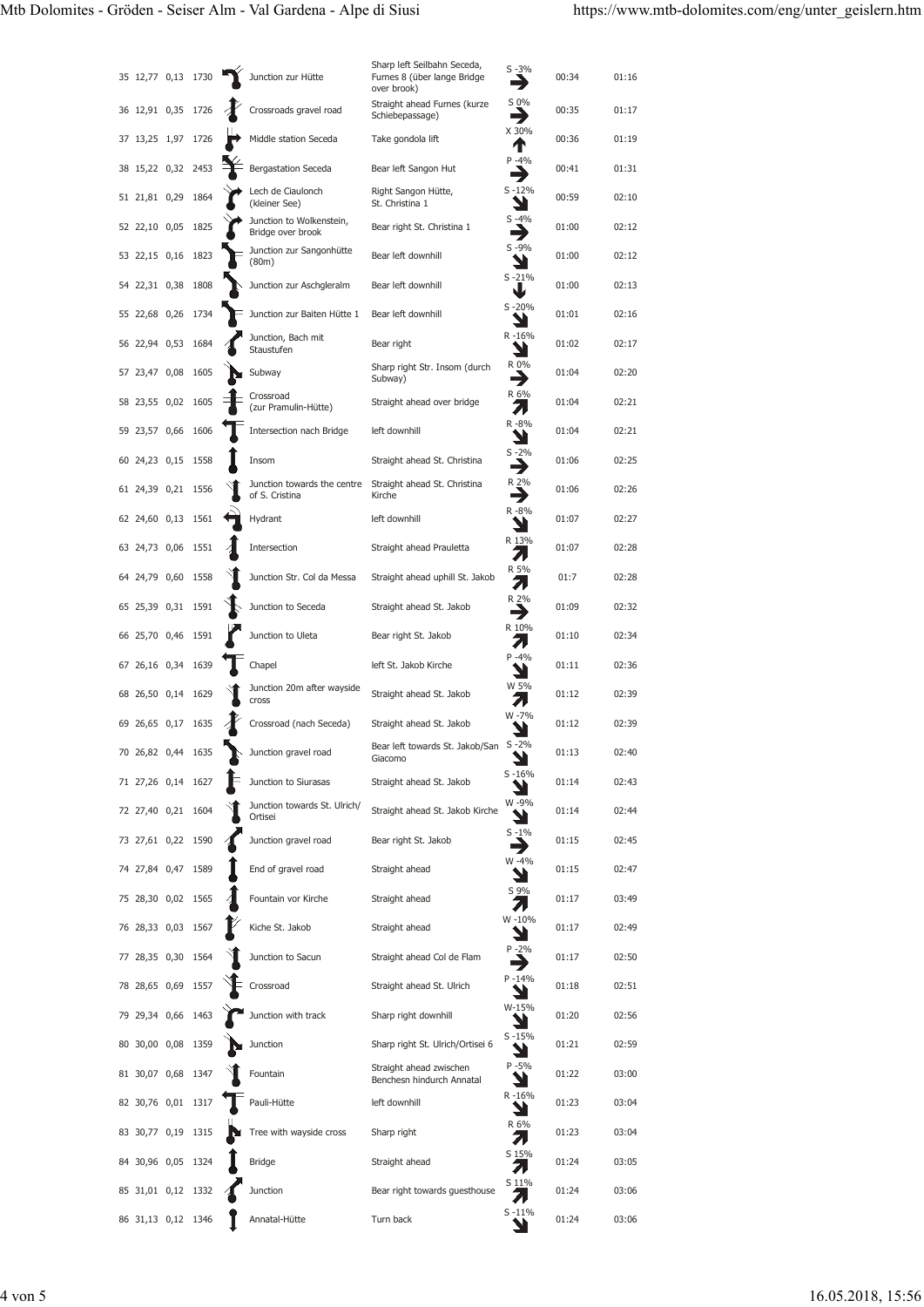| | | | | | | | | | |
|---|---|---|---|---|---|---|---|---|---|
| 35 | 12,77 | 0,13 | 1730 | | Junction zur Hütte | Sharp left Seilbahn Seceda, Furnes 8 (über lange Bridge over brook) | S -3% | 00:34 | 01:16 |
| 36 | 12,91 | 0,35 | 1726 | | Crossroads gravel road | Straight ahead Furnes (kurze Schiebepassage) | S 0% | 00:35 | 01:17 |
| 37 | 13,25 | 1,97 | 1726 | | Middle station Seceda | Take gondola lift | X 30% | 00:36 | 01:19 |
| 38 | 15,22 | 0,32 | 2453 | | Bergastation Seceda | Bear left Sangon Hut | P -4% | 00:41 | 01:31 |
| 51 | 21,81 | 0,29 | 1864 | | Lech de Ciaulonch (kleiner See) | Right Sangon Hütte, St. Christina 1 | S -12% | 00:59 | 02:10 |
| 52 | 22,10 | 0,05 | 1825 | | Junction to Wolkenstein, Bridge over brook | Bear right St. Christina 1 | S -4% | 01:00 | 02:12 |
| 53 | 22,15 | 0,16 | 1823 | | Junction zur Sangonhütte (80m) | Bear left downhill | S -9% | 01:00 | 02:12 |
| 54 | 22,31 | 0,38 | 1808 | | Junction zur Aschgleralm | Bear left downhill | S -21% | 01:00 | 02:13 |
| 55 | 22,68 | 0,26 | 1734 | | Junction zur Baiten Hütte 1 | Bear left downhill | S -20% | 01:01 | 02:16 |
| 56 | 22,94 | 0,53 | 1684 | | Junction, Bach mit Staustufen | Bear right | R -16% | 01:02 | 02:17 |
| 57 | 23,47 | 0,08 | 1605 | | Subway | Sharp right Str. Insom (durch Subway) | R 0% | 01:04 | 02:20 |
| 58 | 23,55 | 0,02 | 1605 | | Crossroad (zur Pramulin-Hütte) | Straight ahead over bridge | R 6% | 01:04 | 02:21 |
| 59 | 23,57 | 0,66 | 1606 | | Intersection nach Bridge | left downhill | R -8% | 01:04 | 02:21 |
| 60 | 24,23 | 0,15 | 1558 | | Insom | Straight ahead St. Christina | S -2% | 01:06 | 02:25 |
| 61 | 24,39 | 0,21 | 1556 | | Junction towards the centre of S. Cristina | Straight ahead St. Christina Kirche | R 2% | 01:06 | 02:26 |
| 62 | 24,60 | 0,13 | 1561 | | Hydrant | left downhill | R -8% | 01:07 | 02:27 |
| 63 | 24,73 | 0,06 | 1551 | | Intersection | Straight ahead Prauletta | R 13% | 01:07 | 02:28 |
| 64 | 24,79 | 0,60 | 1558 | | Junction Str. Col da Messa | Straight ahead uphill St. Jakob | R 5% | 01:7 | 02:28 |
| 65 | 25,39 | 0,31 | 1591 | | Junction to Seceda | Straight ahead St. Jakob | R 2% | 01:09 | 02:32 |
| 66 | 25,70 | 0,46 | 1591 | | Junction to Uleta | Bear right St. Jakob | R 10% | 01:10 | 02:34 |
| 67 | 26,16 | 0,34 | 1639 | | Chapel | left St. Jakob Kirche | P -4% | 01:11 | 02:36 |
| 68 | 26,50 | 0,14 | 1629 | | Junction 20m after wayside cross | Straight ahead St. Jakob | W 5% | 01:12 | 02:39 |
| 69 | 26,65 | 0,17 | 1635 | | Crossroad (nach Seceda) | Straight ahead St. Jakob | W -7% | 01:12 | 02:39 |
| 70 | 26,82 | 0,44 | 1635 | | Junction gravel road | Bear left towards St. Jakob/San Giacomo | S -2% | 01:13 | 02:40 |
| 71 | 27,26 | 0,14 | 1627 | | Junction to Siurasas | Straight ahead St. Jakob | S -16% | 01:14 | 02:43 |
| 72 | 27,40 | 0,21 | 1604 | | Junction towards St. Ulrich/ Ortisei | Straight ahead St. Jakob Kirche | W -9% | 01:14 | 02:44 |
| 73 | 27,61 | 0,22 | 1590 | | Junction gravel road | Bear right St. Jakob | S -1% | 01:15 | 02:45 |
| 74 | 27,84 | 0,47 | 1589 | | End of gravel road | Straight ahead | W -4% | 01:15 | 02:47 |
| 75 | 28,30 | 0,02 | 1565 | | Fountain vor Kirche | Straight ahead | S 9% | 01:17 | 03:49 |
| 76 | 28,33 | 0,03 | 1567 | | Kiche St. Jakob | Straight ahead | W -10% | 01:17 | 02:49 |
| 77 | 28,35 | 0,30 | 1564 | | Junction to Sacun | Straight ahead Col de Flam | P -2% | 01:17 | 02:50 |
| 78 | 28,65 | 0,69 | 1557 | | Crossroad | Straight ahead St. Ulrich | P -14% | 01:18 | 02:51 |
| 79 | 29,34 | 0,66 | 1463 | | Junction with track | Sharp right downhill | W-15% | 01:20 | 02:56 |
| 80 | 30,00 | 0,08 | 1359 | | Junction | Sharp right St. Ulrich/Ortisei 6 | S -15% | 01:21 | 02:59 |
| 81 | 30,07 | 0,68 | 1347 | | Fountain | Straight ahead zwischen Benchesn hindurch Annatal | P -5% | 01:22 | 03:00 |
| 82 | 30,76 | 0,01 | 1317 | | Pauli-Hütte | left downhill | R -16% | 01:23 | 03:04 |
| 83 | 30,77 | 0,19 | 1315 | | Tree with wayside cross | Sharp right | R 6% | 01:23 | 03:04 |
| 84 | 30,96 | 0,05 | 1324 | | Bridge | Straight ahead | S 15% | 01:24 | 03:05 |
| 85 | 31,01 | 0,12 | 1332 | | Junction | Bear right towards guesthouse | S 11% | 01:24 | 03:06 |
| 86 | 31,13 | 0,12 | 1346 | | Annatal-Hütte | Turn back | S -11% | 01:24 | 03:06 |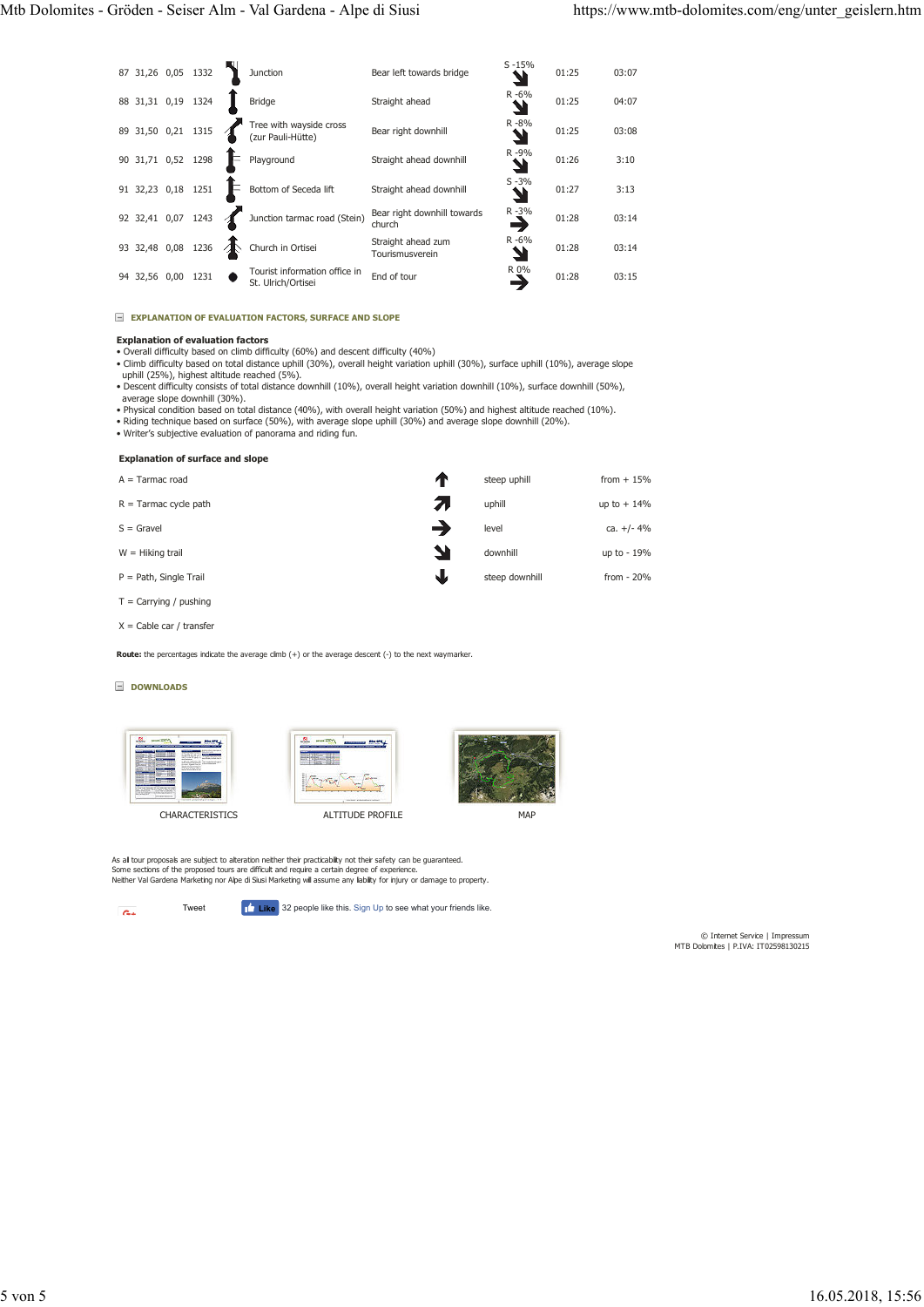| | | | | | | | | | |
|---|---|---|---|---|---|---|---|---|---|
| 87 | 31,26 | 0,05 | 1332 | | Junction | Bear left towards bridge | S -15% | 01:25 | 03:07 |
| 88 | 31,31 | 0,19 | 1324 | | Bridge | Straight ahead | R -6% | 01:25 | 04:07 |
| 89 | 31,50 | 0,21 | 1315 | | Tree with wayside cross (zur Pauli-Hütte) | Bear right downhill | R -8% | 01:25 | 03:08 |
| 90 | 31,71 | 0,52 | 1298 | | Playground | Straight ahead downhill | R -9% | 01:26 | 3:10 |
| 91 | 32,23 | 0,18 | 1251 | | Bottom of Seceda lift | Straight ahead downhill | S -3% | 01:27 | 3:13 |
| 92 | 32,41 | 0,07 | 1243 | | Junction tarmac road (Stein) | Bear right downhill towards church | R -3% | 01:28 | 03:14 |
| 93 | 32,48 | 0,08 | 1236 | | Church in Ortisei | Straight ahead zum Tourismusverein | R -6% | 01:28 | 03:14 |
| 94 | 32,56 | 0,00 | 1231 | | Tourist information office in St. Ulrich/Ortisei | End of tour | R 0% | 01:28 | 03:15 |

## EXPLANATION OF EVALUATION FACTORS, SURFACE AND SLOPE

**Explanation of evaluation factors**

- Overall difficulty based on climb difficulty (60%) and descent difficulty (40%)
- Climb difficulty based on total distance uphill (30%), overall height variation uphill (30%), surface uphill (10%), average slope uphill (25%), highest altitude reached (5%).
- Descent difficulty consists of total distance downhill (10%), overall height variation downhill (10%), surface downhill (50%), average slope downhill (30%).
- Physical condition based on total distance (40%), with overall height variation (50%) and highest altitude reached (10%).
- Riding technique based on surface (50%), with average slope uphill (30%) and average slope downhill (20%).
- Writer's subjective evaluation of panorama and riding fun.

**Explanation of surface and slope**

| | | |
|---|---|---|
| A = Tarmac road | steep uphill | from + 15% |
| R = Tarmac cycle path | uphill | up to + 14% |
| S = Gravel | level | ca. +/- 4% |
| W = Hiking trail | downhill | up to - 19% |
| P = Path, Single Trail | steep downhill | from - 20% |
| T = Carrying / pushing | | |
| X = Cable car / transfer | | |

**Route:** the percentages indicate the average climb (+) or the average descent (-) to the next waymarker.

## DOWNLOADS

CHARACTERISTICS

ALTITUDE PROFILE

MAP

As all tour proposals are subject to alteration neither their practicability nor their safety can be guaranteed.
Some sections of the proposed tours are difficult and require a certain degree of experience.
Neither Val Gardena Marketing nor Alpe di Siusi Marketing will assume any liability for injury or damage to property.

Tweet Like 32 people like this. Sign Up to see what your friends like.

© Internet Service | Impressum
MTB Dolomites | P.IVA: IT02598130215